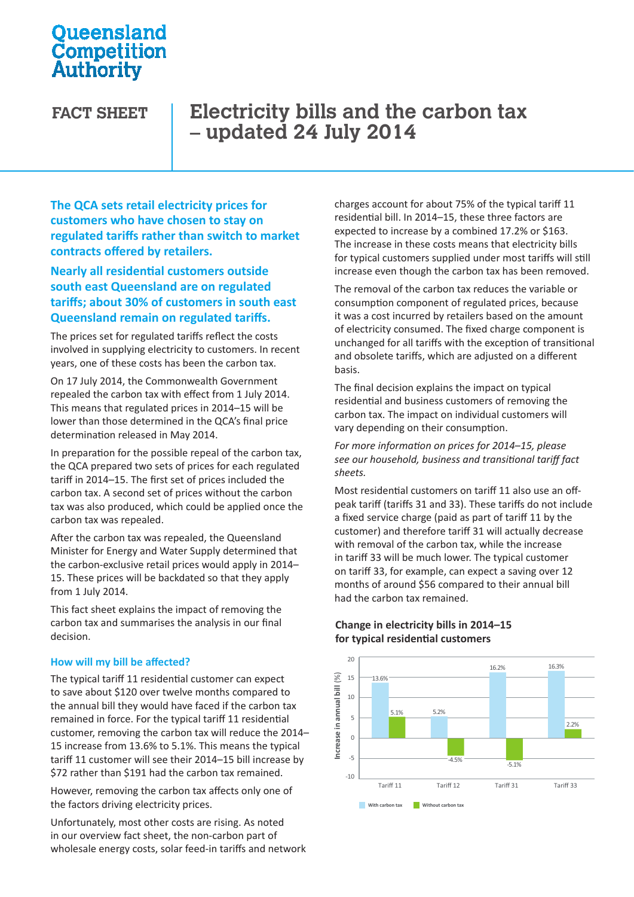Queensland Competition Authority

**FACT SHEET**

# Electricity bills and the carbon tax – updated 24 July 2014

**The QCA sets retail electricity prices for customers who have chosen to stay on regulated tariffs rather than switch to market contracts offered by retailers.**

**Nearly all residential customers outside south east Queensland are on regulated tariffs; about 30% of customers in south east Queensland remain on regulated tariffs.**

The prices set for regulated tariffs reflect the costs involved in supplying electricity to customers. In recent years, one of these costs has been the carbon tax.

On 17 July 2014, the Commonwealth Government repealed the carbon tax with effect from 1 July 2014. This means that regulated prices in 2014–15 will be lower than those determined in the QCA's final price determination released in May 2014.

In preparation for the possible repeal of the carbon tax, the QCA prepared two sets of prices for each regulated tariff in 2014–15. The first set of prices included the carbon tax. A second set of prices without the carbon tax was also produced, which could be applied once the carbon tax was repealed.

After the carbon tax was repealed, the Queensland Minister for Energy and Water Supply determined that the carbon-exclusive retail prices would apply in 2014–15. These prices will be backdated so that they apply from 1 July 2014.

This fact sheet explains the impact of removing the carbon tax and summarises the analysis in our final decision.

## How will my bill be affected?

The typical tariff 11 residential customer can expect to save about $120 over twelve months compared to the annual bill they would have faced if the carbon tax remained in force. For the typical tariff 11 residential customer, removing the carbon tax will reduce the 2014–15 increase from 13.6% to 5.1%. This means the typical tariff 11 customer will see their 2014–15 bill increase by $72 rather than $191 had the carbon tax remained.

However, removing the carbon tax affects only one of the factors driving electricity prices.

Unfortunately, most other costs are rising. As noted in our overview fact sheet, the non-carbon part of wholesale energy costs, solar feed-in tariffs and network charges account for about 75% of the typical tariff 11 residential bill. In 2014–15, these three factors are expected to increase by a combined 17.2% or $163. The increase in these costs means that electricity bills for typical customers supplied under most tariffs will still increase even though the carbon tax has been removed.

The removal of the carbon tax reduces the variable or consumption component of regulated prices, because it was a cost incurred by retailers based on the amount of electricity consumed. The fixed charge component is unchanged for all tariffs with the exception of transitional and obsolete tariffs, which are adjusted on a different basis.

The final decision explains the impact on typical residential and business customers of removing the carbon tax. The impact on individual customers will vary depending on their consumption.

*For more information on prices for 2014–15, please see our household, business and transitional tariff fact sheets.*

Most residential customers on tariff 11 also use an off-peak tariff (tariffs 31 and 33). These tariffs do not include a fixed service charge (paid as part of tariff 11 by the customer) and therefore tariff 31 will actually decrease with removal of the carbon tax, while the increase in tariff 33 will be much lower. The typical customer on tariff 33, for example, can expect a saving over 12 months of around $56 compared to their annual bill had the carbon tax remained.

**Change in electricity bills in 2014–15 for typical residential customers**

| Increase in annual bill (%) | With carbon tax | Without carbon tax |
|---|---|---|
| Tariff 11 | 13.6% | 5.1% |
| Tariff 12 | 5.2% | -4.5% |
| Tariff 31 | 16.2% | -5.1% |
| Tariff 33 | 16.3% | 2.2% |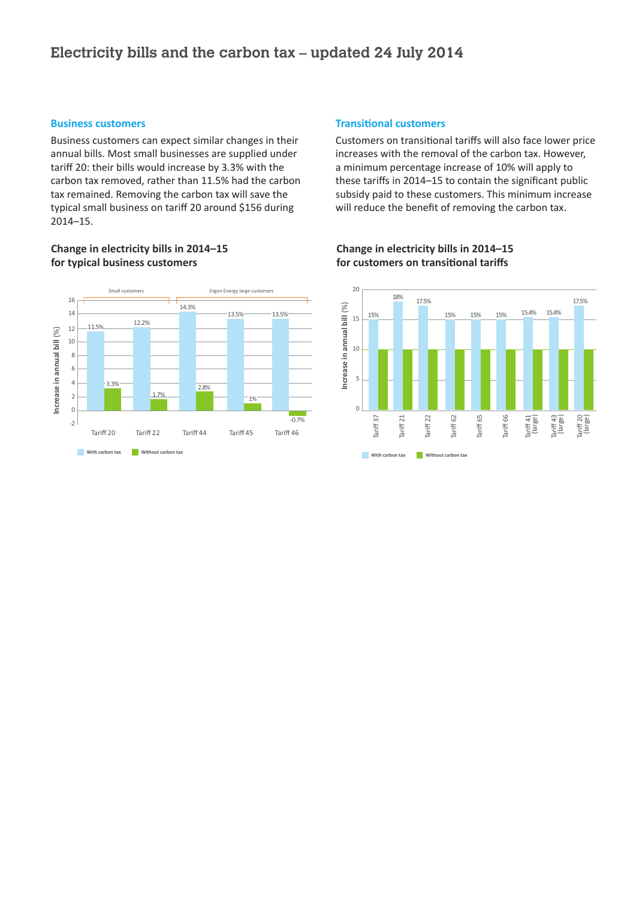# Electricity bills and the carbon tax – updated 24 July 2014

## Business customers

Business customers can expect similar changes in their annual bills. Most small businesses are supplied under tariff 20: their bills would increase by 3.3% with the carbon tax removed, rather than 11.5% had the carbon tax remained. Removing the carbon tax will save the typical small business on tariff 20 around $156 during 2014–15.

### Change in electricity bills in 2014–15 for typical business customers

Small customers
Ergon Energy large customers

Increase in annual bill (%)

16
14
12
10
8
6
4
2
0
-2

11.5%
3.3%
12.2%
1.7%
14.3%
2.8%
13.5%
1%
13.5%
-0.7%

Tariff 20
Tariff 22
Tariff 44
Tariff 45
Tariff 46

With carbon tax
Without carbon tax

## Transitional customers

Customers on transitional tariffs will also face lower price increases with the removal of the carbon tax. However, a minimum percentage increase of 10% will apply to these tariffs in 2014–15 to contain the significant public subsidy paid to these customers. This minimum increase will reduce the benefit of removing the carbon tax.

### Change in electricity bills in 2014–15 for customers on transitional tariffs

Increase in annual bill (%)

20
15
10
5
0

15%
18%
17.5%
15%
15%
15%
15.4%
15.4%
17.5%

Tariff 37
Tariff 21
Tariff 22
Tariff 62
Tariff 65
Tariff 66
Tariff 41 (large)
Tariff 43 (large)
Tariff 20 (large)

With carbon tax
Without carbon tax